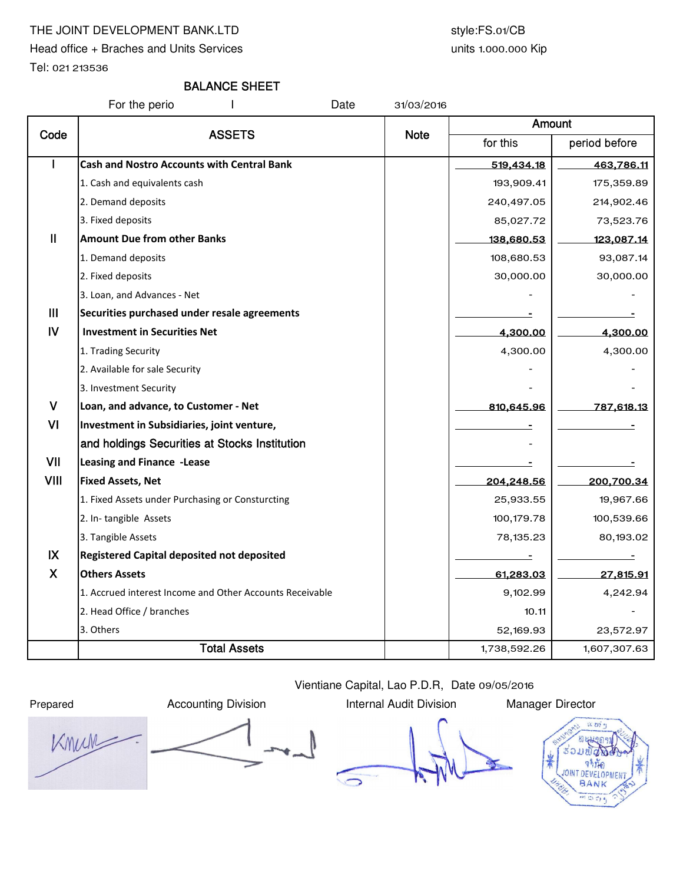THE JOINT DEVELOPMENT BANK.LTD

Head office + Braches and Units Services

Tel: 021 213536

style:FS.01/CB

units 1.000.000 Kip

# BALANCE SHEET

For the perio I Date 31/03/2016

| Code | ASSETS | Note | Amount | |
|---|---|---|---|---|
| | | | for this | period before |
| I | **Cash and Nostro Accounts with Central Bank** | | 519,434.18 | 463,786.11 |
| | 1. Cash and equivalents cash | | 193,909.41 | 175,359.89 |
| | 2. Demand deposits | | 240,497.05 | 214,902.46 |
| | 3. Fixed deposits | | 85,027.72 | 73,523.76 |
| II | **Amount Due from other Banks** | | 138,680.53 | 123,087.14 |
| | 1. Demand deposits | | 108,680.53 | 93,087.14 |
| | 2. Fixed deposits | | 30,000.00 | 30,000.00 |
| | 3. Loan, and Advances - Net | | - | - |
| III | **Securities purchased under resale agreements** | | - | - |
| IV | **Investment in Securities Net** | | 4,300.00 | 4,300.00 |
| | 1. Trading Security | | 4,300.00 | 4,300.00 |
| | 2. Available for sale Security | | - | - |
| | 3. Investment Security | | - | - |
| V | **Loan, and advance, to Customer - Net** | | 810,645.96 | 787,618.13 |
| VI | **Investment in Subsidiaries, joint venture,** | | - | - |
| | **and holdings Securities at Stocks Institution** | | - | |
| VII | **Leasing and Finance -Lease** | | - | - |
| VIII | **Fixed Assets, Net** | | 204,248.56 | 200,700.34 |
| | 1. Fixed Assets under Purchasing or Consturcting | | 25,933.55 | 19,967.66 |
| | 2. In- tangible Assets | | 100,179.78 | 100,539.66 |
| | 3. Tangible Assets | | 78,135.23 | 80,193.02 |
| IX | **Registered Capital deposited not deposited** | | - | - |
| X | **Others Assets** | | 61,283.03 | 27,815.91 |
| | 1. Accrued interest Income and Other Accounts Receivable | | 9,102.99 | 4,242.94 |
| | 2. Head Office / branches | | 10.11 | - |
| | 3. Others | | 52,169.93 | 23,572.97 |
| | **Total Assets** | | 1,738,592.26 | 1,607,307.63 |

Vientiane Capital, Lao P.D.R, Date 09/05/2016

| Prepared | Accounting Division | Internal Audit Division | Manager Director |
|---|---|---|---|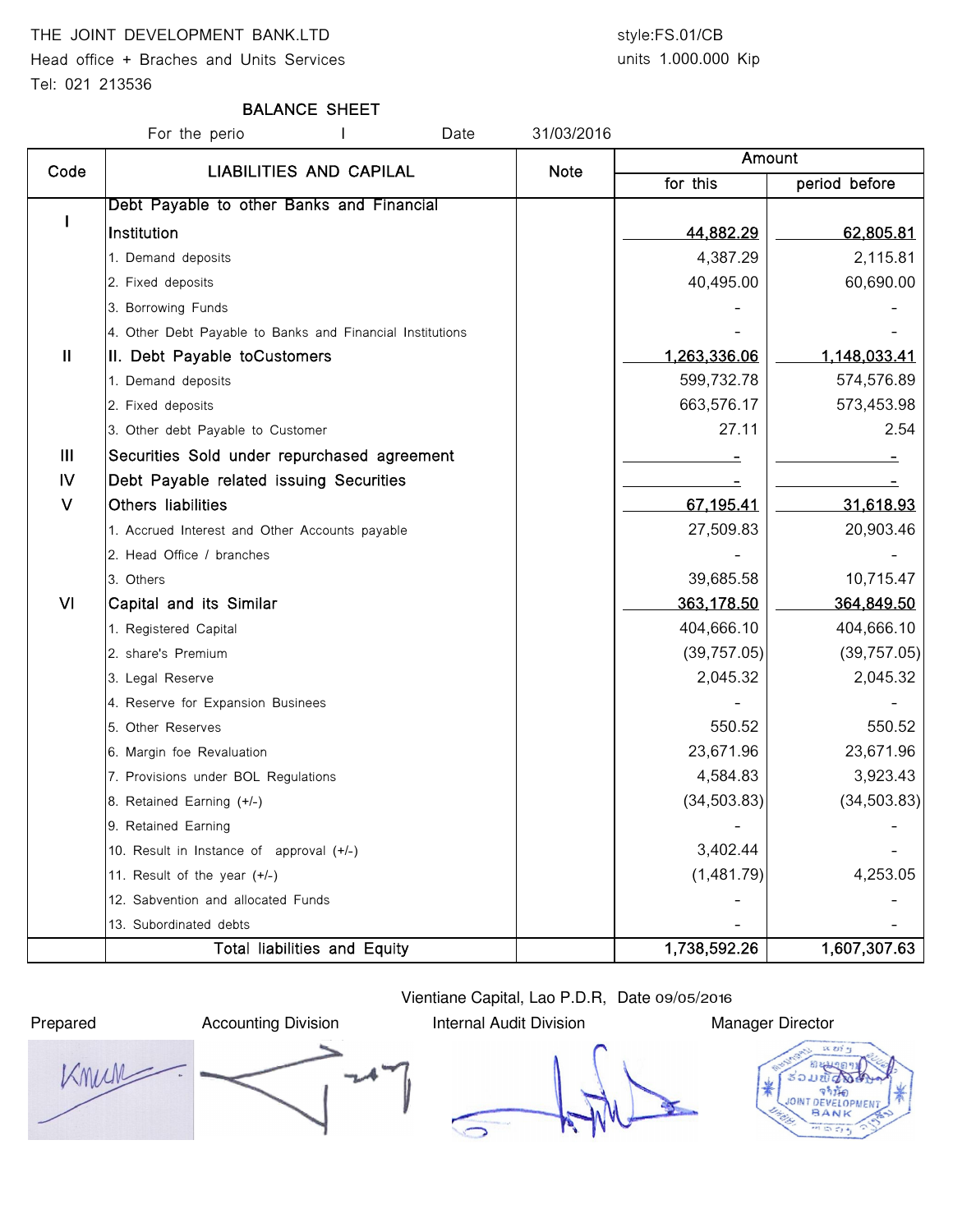THE JOINT DEVELOPMENT BANK.LTD

Head office + Braches and Units Services

Tel: 021 213536

style:FS.01/CB

units 1.000.000 Kip

## BALANCE SHEET

For the perio I Date 31/03/2016

| Code | LIABILITIES AND CAPILAL | Note | Amount | |
|---|---|---|---|---|
| | | | for this | period before |
| I | Debt Payable to other Banks and Financial Institution | | 44,882.29 | 62,805.81 |
| | 1. Demand deposits | | 4,387.29 | 2,115.81 |
| | 2. Fixed deposits | | 40,495.00 | 60,690.00 |
| | 3. Borrowing Funds | | - | - |
| | 4. Other Debt Payable to Banks and Financial Institutions | | - | - |
| II | II. Debt Payable toCustomers | | 1,263,336.06 | 1,148,033.41 |
| | 1. Demand deposits | | 599,732.78 | 574,576.89 |
| | 2. Fixed deposits | | 663,576.17 | 573,453.98 |
| | 3. Other debt Payable to Customer | | 27.11 | 2.54 |
| III | Securities Sold under repurchased agreement | | - | - |
| IV | Debt Payable related issuing Securities | | - | - |
| V | Others liabilities | | 67,195.41 | 31,618.93 |
| | 1. Accrued Interest and Other Accounts payable | | 27,509.83 | 20,903.46 |
| | 2. Head Office / branches | | - | - |
| | 3. Others | | 39,685.58 | 10,715.47 |
| VI | Capital and its Similar | | 363,178.50 | 364,849.50 |
| | 1. Registered Capital | | 404,666.10 | 404,666.10 |
| | 2. share's Premium | | (39,757.05) | (39,757.05) |
| | 3. Legal Reserve | | 2,045.32 | 2,045.32 |
| | 4. Reserve for Expansion Businees | | - | - |
| | 5. Other Reserves | | 550.52 | 550.52 |
| | 6. Margin foe Revaluation | | 23,671.96 | 23,671.96 |
| | 7. Provisions under BOL Regulations | | 4,584.83 | 3,923.43 |
| | 8. Retained Earning (+/-) | | (34,503.83) | (34,503.83) |
| | 9. Retained Earning | | - | - |
| | 10. Result in Instance of approval (+/-) | | 3,402.44 | - |
| | 11. Result of the year (+/-) | | (1,481.79) | 4,253.05 |
| | 12. Sabvention and allocated Funds | | - | - |
| | 13. Subordinated debts | | - | - |
| | Total liabilities and Equity | | 1,738,592.26 | 1,607,307.63 |

Vientiane Capital, Lao P.D.R, Date 09/05/2016

| Prepared | Accounting Division | Internal Audit Division | Manager Director |
|---|---|---|---|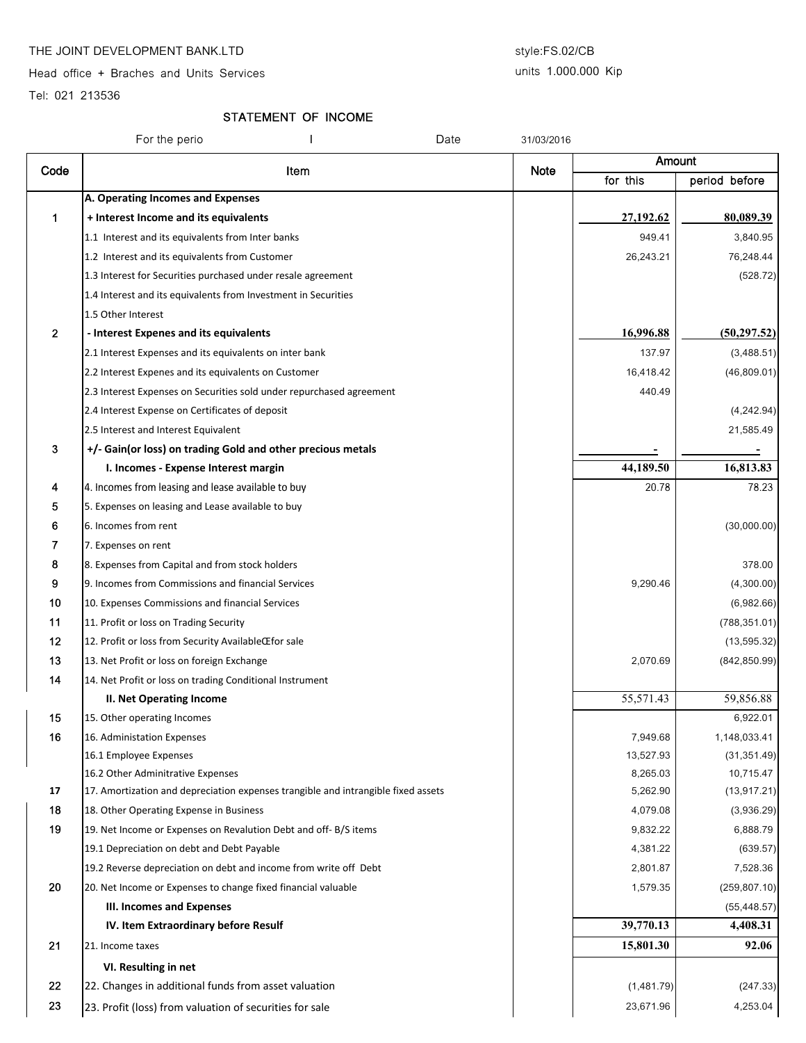THE JOINT DEVELOPMENT BANK.LTD

Head office + Braches and Units Services

Tel: 021 213536

style:FS.02/CB

units 1.000.000 Kip

## STATEMENT OF INCOME

For the perio I Date 31/03/2016

| Code | Item | Note | Amount | |
|---|---|---|---|---|
| | | | for this | period before |
| | **A. Operating Incomes and Expenses** | | | |
| 1 | **+ Interest Income and its equivalents** | | **27,192.62** | **80,089.39** |
| | 1.1 Interest and its equivalents from Inter banks | | 949.41 | 3,840.95 |
| | 1.2 Interest and its equivalents from Customer | | 26,243.21 | 76,248.44 |
| | 1.3 Interest for Securities purchased under resale agreement | | | (528.72) |
| | 1.4 Interest and its equivalents from Investment in Securities | | | |
| | 1.5 Other Interest | | | |
| 2 | **- Interest Expenes and its equivalents** | | **16,996.88** | **(50,297.52)** |
| | 2.1 Interest Expenses and its equivalents on inter bank | | 137.97 | (3,488.51) |
| | 2.2 Interest Expenes and its equivalents on Customer | | 16,418.42 | (46,809.01) |
| | 2.3 Interest Expenses on Securities sold under repurchased agreement | | 440.49 | |
| | 2.4 Interest Expense on Certificates of deposit | | | (4,242.94) |
| | 2.5 Interest and Interest Equivalent | | | 21,585.49 |
| 3 | **+/- Gain(or loss) on trading Gold and other precious metals** | | - | - |
| | **I. Incomes - Expense Interest margin** | | **44,189.50** | **16,813.83** |
| 4 | 4. Incomes from leasing and lease available to buy | | 20.78 | 78.23 |
| 5 | 5. Expenses on leasing and Lease available to buy | | | |
| 6 | 6. Incomes from rent | | | (30,000.00) |
| 7 | 7. Expenses on rent | | | |
| 8 | 8. Expenses from Capital and from stock holders | | | 378.00 |
| 9 | 9. Incomes from Commissions and financial Services | | 9,290.46 | (4,300.00) |
| 10 | 10. Expenses Commissions and financial Services | | | (6,982.66) |
| 11 | 11. Profit or loss on Trading Security | | | (788,351.01) |
| 12 | 12. Profit or loss from Security AvailableŒfor sale | | | (13,595.32) |
| 13 | 13. Net Profit or loss on foreign Exchange | | 2,070.69 | (842,850.99) |
| 14 | 14. Net Profit or loss on trading Conditional Instrument | | | |
| | **II. Net Operating Income** | | 55,571.43 | 59,856.88 |
| 15 | 15. Other operating Incomes | | | 6,922.01 |
| 16 | 16. Administation Expenses | | 7,949.68 | 1,148,033.41 |
| | 16.1 Employee Expenses | | 13,527.93 | (31,351.49) |
| | 16.2 Other Adminitrative Expenses | | 8,265.03 | 10,715.47 |
| 17 | 17. Amortization and depreciation expenses trangible and intrangible fixed assets | | 5,262.90 | (13,917.21) |
| 18 | 18. Other Operating Expense in Business | | 4,079.08 | (3,936.29) |
| 19 | 19. Net Income or Expenses on Revalution Debt and off- B/S items | | 9,832.22 | 6,888.79 |
| | 19.1 Depreciation on debt and Debt Payable | | 4,381.22 | (639.57) |
| | 19.2 Reverse depreciation on debt and income from write off Debt | | 2,801.87 | 7,528.36 |
| 20 | 20. Net Income or Expenses to change fixed financial valuable | | 1,579.35 | (259,807.10) |
| | **III. Incomes and Expenses** | | | (55,448.57) |
| | **IV. Item Extraordinary before Resulf** | | **39,770.13** | **4,408.31** |
| 21 | 21. Income taxes | | **15,801.30** | **92.06** |
| | **VI. Resulting in net** | | | |
| 22 | 22. Changes in additional funds from asset valuation | | (1,481.79) | (247.33) |
| 23 | 23. Profit (loss) from valuation of securities for sale | | 23,671.96 | 4,253.04 |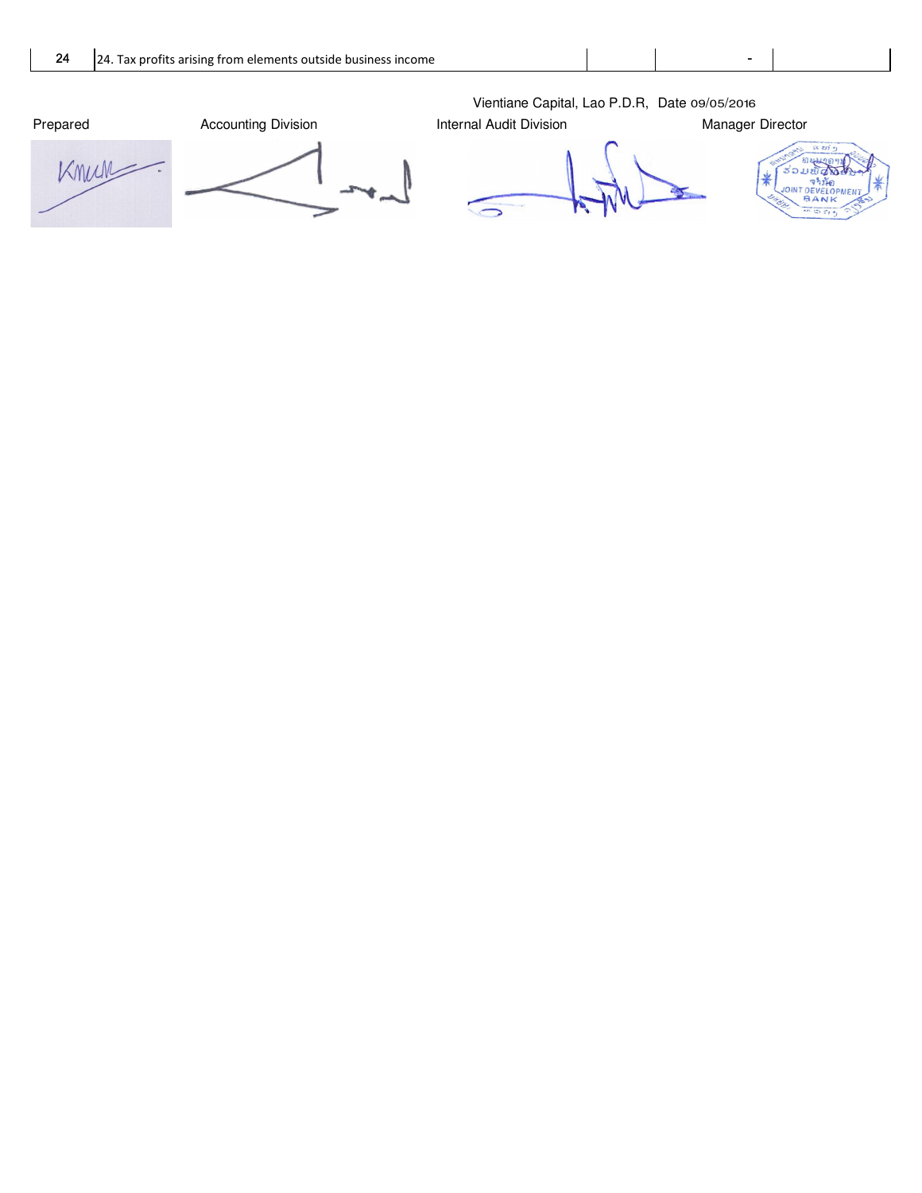| 24 | 24. Tax profits arising from elements outside business income | | - | |
|---|---|---|---|---|

Vientiane Capital, Lao P.D.R, Date 09/05/2016

| Prepared | Accounting Division | Internal Audit Division | Manager Director |
|---|---|---|---|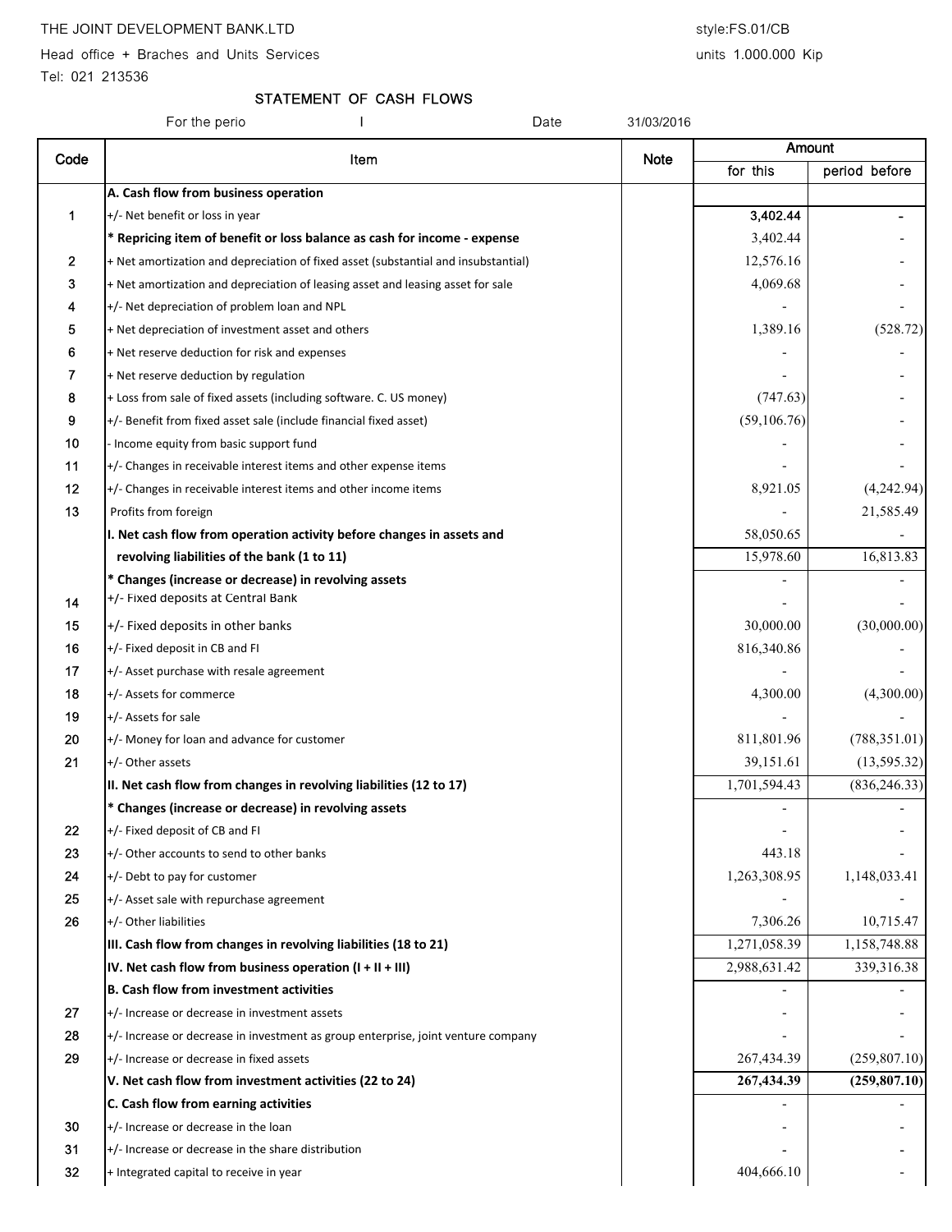THE JOINT DEVELOPMENT BANK.LTD

Head office + Braches and Units Services

Tel: 021 213536

style:FS.01/CB

units 1.000.000 Kip

## STATEMENT OF CASH FLOWS

For the perio I Date 31/03/2016

| Code | Item | Note | Amount | |
|---|---|---|---|---|
| | | | for this | period before |
| | **A. Cash flow from business operation** | | | |
| 1 | +/- Net benefit or loss in year | | **3,402.44** | - |
| | **\* Repricing item of benefit or loss balance as cash for income - expense** | | 3,402.44 | - |
| 2 | + Net amortization and depreciation of fixed asset (substantial and insubstantial) | | 12,576.16 | - |
| 3 | + Net amortization and depreciation of leasing asset and leasing asset for sale | | 4,069.68 | - |
| 4 | +/- Net depreciation of problem loan and NPL | | - | - |
| 5 | + Net depreciation of investment asset and others | | 1,389.16 | (528.72) |
| 6 | + Net reserve deduction for risk and expenses | | - | - |
| 7 | + Net reserve deduction by regulation | | - | - |
| 8 | + Loss from sale of fixed assets (including software. C. US money) | | (747.63) | - |
| 9 | +/- Benefit from fixed asset sale (include financial fixed asset) | | (59,106.76) | - |
| 10 | - Income equity from basic support fund | | - | - |
| 11 | +/- Changes in receivable interest items and other expense items | | - | - |
| 12 | +/- Changes in receivable interest items and other income items | | 8,921.05 | (4,242.94) |
| 13 | Profits from foreign | | - | 21,585.49 |
| | **I. Net cash flow from operation activity before changes in assets and** | | 58,050.65 | - |
| | **revolving liabilities of the bank (1 to 11)** | | 15,978.60 | 16,813.83 |
| | **\* Changes (increase or decrease) in revolving assets** | | - | - |
| 14 | +/- Fixed deposits at Central Bank | | - | - |
| 15 | +/- Fixed deposits in other banks | | 30,000.00 | (30,000.00) |
| 16 | +/- Fixed deposit in CB and FI | | 816,340.86 | - |
| 17 | +/- Asset purchase with resale agreement | | - | - |
| 18 | +/- Assets for commerce | | 4,300.00 | (4,300.00) |
| 19 | +/- Assets for sale | | - | - |
| 20 | +/- Money for loan and advance for customer | | 811,801.96 | (788,351.01) |
| 21 | +/- Other assets | | 39,151.61 | (13,595.32) |
| | **II. Net cash flow from changes in revolving liabilities (12 to 17)** | | 1,701,594.43 | (836,246.33) |
| | **\* Changes (increase or decrease) in revolving assets** | | - | - |
| 22 | +/- Fixed deposit of CB and FI | | - | - |
| 23 | +/- Other accounts to send to other banks | | 443.18 | - |
| 24 | +/- Debt to pay for customer | | 1,263,308.95 | 1,148,033.41 |
| 25 | +/- Asset sale with repurchase agreement | | - | - |
| 26 | +/- Other liabilities | | 7,306.26 | 10,715.47 |
| | **III. Cash flow from changes in revolving liabilities (18 to 21)** | | 1,271,058.39 | 1,158,748.88 |
| | **IV. Net cash flow from business operation (I + II + III)** | | 2,988,631.42 | 339,316.38 |
| | **B. Cash flow from investment activities** | | - | - |
| 27 | +/- Increase or decrease in investment assets | | - | - |
| 28 | +/- Increase or decrease in investment as group enterprise, joint venture company | | - | - |
| 29 | +/- Increase or decrease in fixed assets | | 267,434.39 | (259,807.10) |
| | **V. Net cash flow from investment activities (22 to 24)** | | **267,434.39** | **(259,807.10)** |
| | **C. Cash flow from earning activities** | | - | - |
| 30 | +/- Increase or decrease in the loan | | - | - |
| 31 | +/- Increase or decrease in the share distribution | | - | - |
| 32 | + Integrated capital to receive in year | | 404,666.10 | - |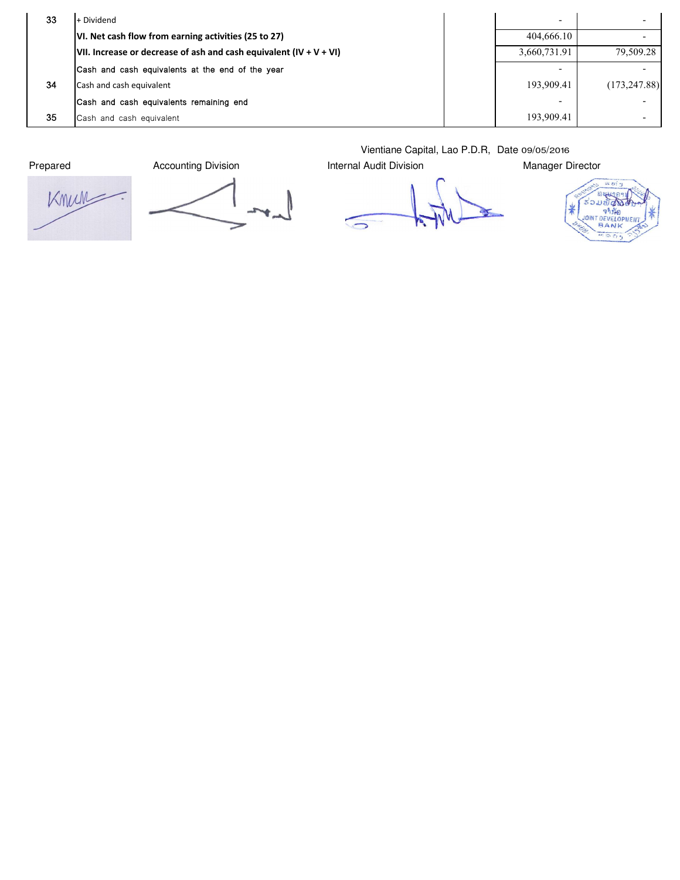| | | | | |
|---|---|---|---|---|
| 33 | + Dividend | | - | - |
| | **VI. Net cash flow from earning activities (25 to 27)** | | 404,666.10 | - |
| | **VII. Increase or decrease of ash and cash equivalent (IV + V + VI)** | | 3,660,731.91 | 79,509.28 |
| | Cash and cash equivalents at the end of the year | | - | - |
| 34 | Cash and cash equivalent | | 193,909.41 | (173,247.88) |
| | Cash and cash equivalents remaining end | | - | - |
| 35 | Cash and cash equivalent | | 193,909.41 | - |

Vientiane Capital, Lao P.D.R, Date 09/05/2016

Prepared | Accounting Division | Internal Audit Division | Manager Director

JOINT DEVELOPMENT BANK